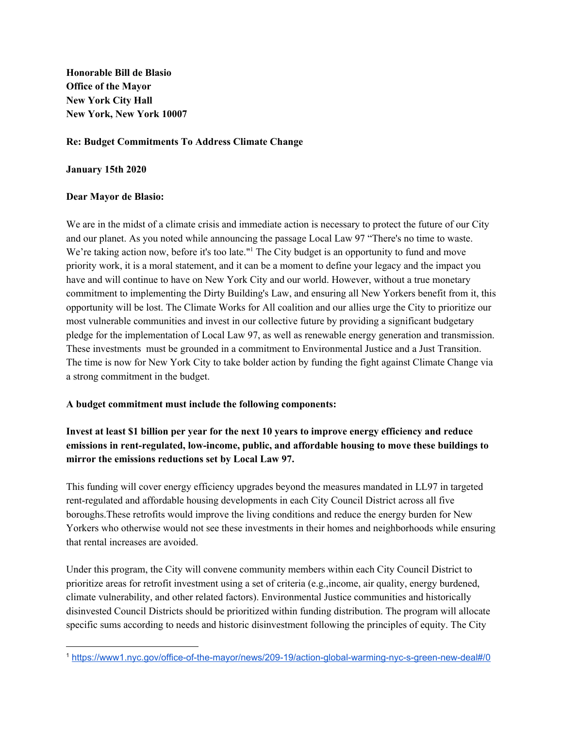**Honorable Bill de Blasio**
**Office of the Mayor**
**New York City Hall**
**New York, New York 10007**

**Re: Budget Commitments To Address Climate Change**

**January 15th 2020**

**Dear Mayor de Blasio:**

We are in the midst of a climate crisis and immediate action is necessary to protect the future of our City and our planet. As you noted while announcing the passage Local Law 97 "There's no time to waste. We're taking action now, before it's too late."[1] The City budget is an opportunity to fund and move priority work, it is a moral statement, and it can be a moment to define your legacy and the impact you have and will continue to have on New York City and our world. However, without a true monetary commitment to implementing the Dirty Building's Law, and ensuring all New Yorkers benefit from it, this opportunity will be lost. The Climate Works for All coalition and our allies urge the City to prioritize our most vulnerable communities and invest in our collective future by providing a significant budgetary pledge for the implementation of Local Law 97, as well as renewable energy generation and transmission. These investments must be grounded in a commitment to Environmental Justice and a Just Transition. The time is now for New York City to take bolder action by funding the fight against Climate Change via a strong commitment in the budget.

**A budget commitment must include the following components:**

**Invest at least $1 billion per year for the next 10 years to improve energy efficiency and reduce emissions in rent-regulated, low-income, public, and affordable housing to move these buildings to mirror the emissions reductions set by Local Law 97.**

This funding will cover energy efficiency upgrades beyond the measures mandated in LL97 in targeted rent-regulated and affordable housing developments in each City Council District across all five boroughs.These retrofits would improve the living conditions and reduce the energy burden for New Yorkers who otherwise would not see these investments in their homes and neighborhoods while ensuring that rental increases are avoided.

Under this program, the City will convene community members within each City Council District to prioritize areas for retrofit investment using a set of criteria (e.g.,income, air quality, energy burdened, climate vulnerability, and other related factors). Environmental Justice communities and historically disinvested Council Districts should be prioritized within funding distribution. The program will allocate specific sums according to needs and historic disinvestment following the principles of equity. The City

[1] https://www1.nyc.gov/office-of-the-mayor/news/209-19/action-global-warming-nyc-s-green-new-deal#/0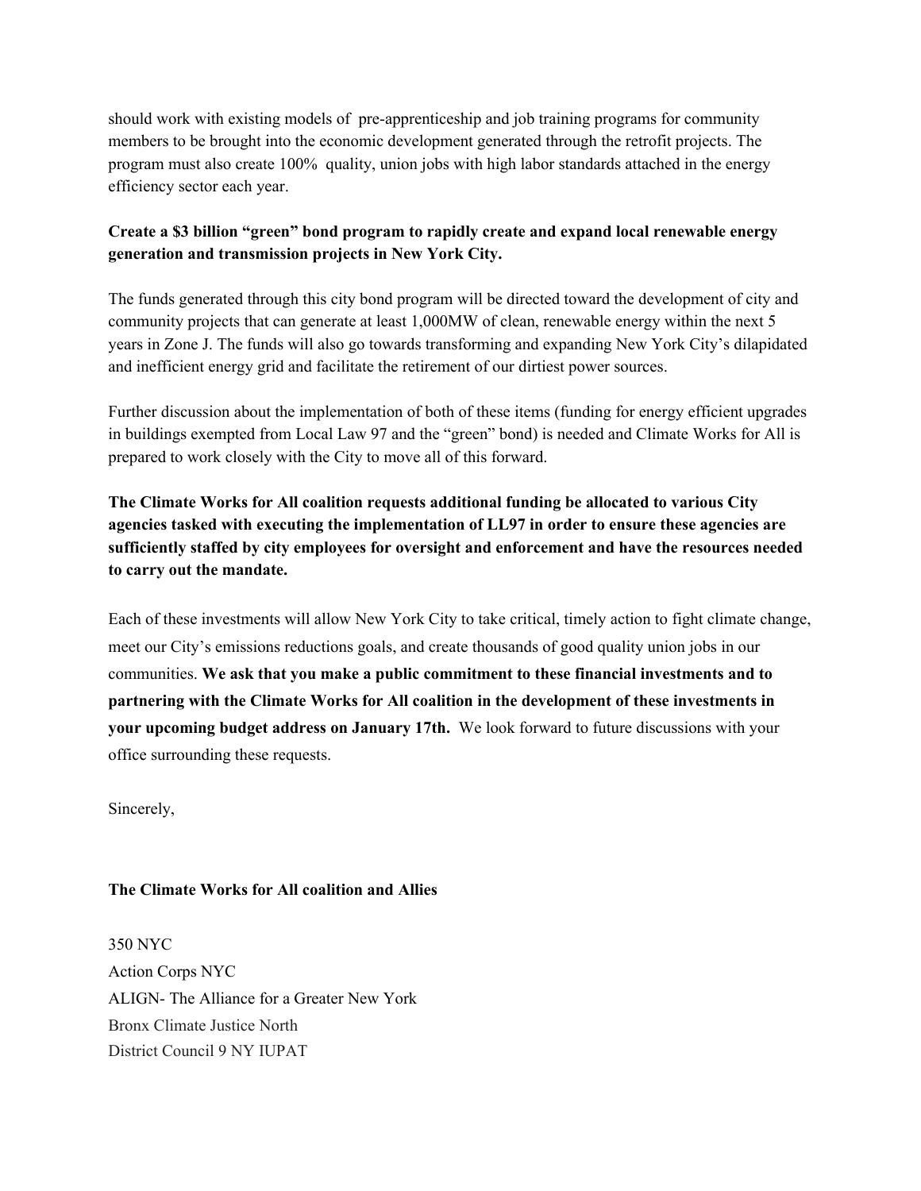should work with existing models of pre-apprenticeship and job training programs for community members to be brought into the economic development generated through the retrofit projects. The program must also create 100% quality, union jobs with high labor standards attached in the energy efficiency sector each year.

**Create a $3 billion "green" bond program to rapidly create and expand local renewable energy generation and transmission projects in New York City.**

The funds generated through this city bond program will be directed toward the development of city and community projects that can generate at least 1,000MW of clean, renewable energy within the next 5 years in Zone J. The funds will also go towards transforming and expanding New York City's dilapidated and inefficient energy grid and facilitate the retirement of our dirtiest power sources.

Further discussion about the implementation of both of these items (funding for energy efficient upgrades in buildings exempted from Local Law 97 and the "green" bond) is needed and Climate Works for All is prepared to work closely with the City to move all of this forward.

**The Climate Works for All coalition requests additional funding be allocated to various City agencies tasked with executing the implementation of LL97 in order to ensure these agencies are sufficiently staffed by city employees for oversight and enforcement and have the resources needed to carry out the mandate.**

Each of these investments will allow New York City to take critical, timely action to fight climate change, meet our City's emissions reductions goals, and create thousands of good quality union jobs in our communities. **We ask that you make a public commitment to these financial investments and to partnering with the Climate Works for All coalition in the development of these investments in your upcoming budget address on January 17th.** We look forward to future discussions with your office surrounding these requests.

Sincerely,

**The Climate Works for All coalition and Allies**

350 NYC
Action Corps NYC
ALIGN- The Alliance for a Greater New York
Bronx Climate Justice North
District Council 9 NY IUPAT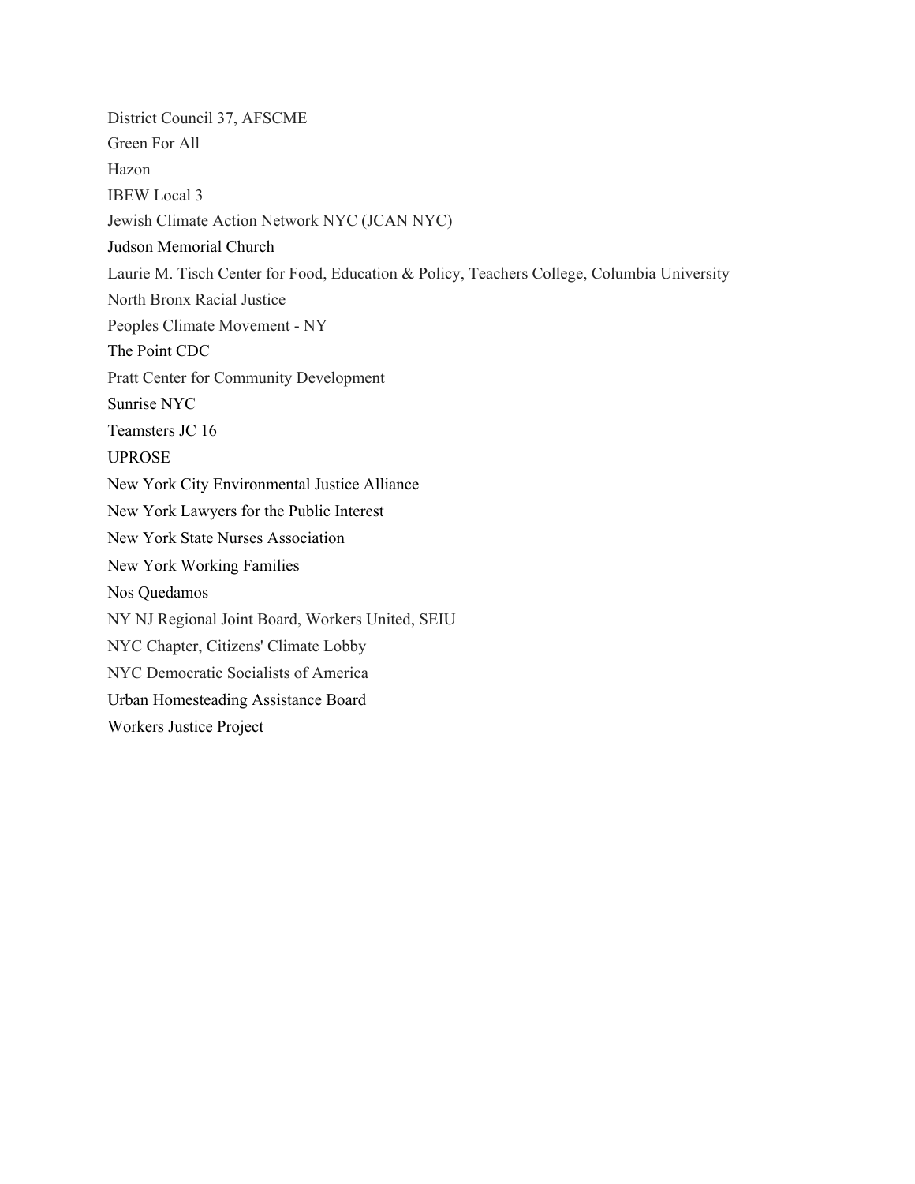District Council 37, AFSCME

Green For All

Hazon

IBEW Local 3

Jewish Climate Action Network NYC (JCAN NYC)

Judson Memorial Church

Laurie M. Tisch Center for Food, Education & Policy, Teachers College, Columbia University

North Bronx Racial Justice

Peoples Climate Movement - NY

The Point CDC

Pratt Center for Community Development

Sunrise NYC

Teamsters JC 16

UPROSE

New York City Environmental Justice Alliance

New York Lawyers for the Public Interest

New York State Nurses Association

New York Working Families

Nos Quedamos

NY NJ Regional Joint Board, Workers United, SEIU

NYC Chapter, Citizens' Climate Lobby

NYC Democratic Socialists of America

Urban Homesteading Assistance Board

Workers Justice Project